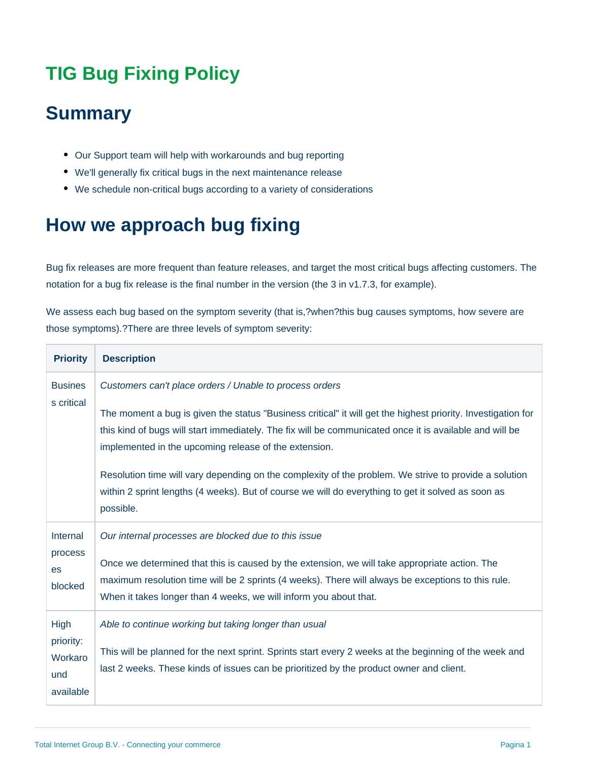# TIG Bug Fixing Policy

## Summary

- Our Support team will help with workarounds and bug reporting
- We'll generally fix critical bugs in the next maintenance release
- We schedule non-critical bugs according to a variety of considerations

## How we approach bug fixing

Bug fix releases are more frequent than feature releases, and target the most critical bugs affecting customers. The notation for a bug fix release is the final number in the version (the 3 in v1.7.3, for example).

We assess each bug based on the symptom severity (that is,?when?this bug causes symptoms, how severe are those symptoms).?There are three levels of symptom severity:

| Priority | Description |
| --- | --- |
| Business critical | *Customers can't place orders / Unable to process orders*<br><br>The moment a bug is given the status "Business critical" it will get the highest priority. Investigation for this kind of bugs will start immediately. The fix will be communicated once it is available and will be implemented in the upcoming release of the extension.<br><br>Resolution time will vary depending on the complexity of the problem. We strive to provide a solution within 2 sprint lengths (4 weeks). But of course we will do everything to get it solved as soon as possible. |
| Internal processes blocked | *Our internal processes are blocked due to this issue*<br><br>Once we determined that this is caused by the extension, we will take appropriate action. The maximum resolution time will be 2 sprints (4 weeks). There will always be exceptions to this rule. When it takes longer than 4 weeks, we will inform you about that. |
| High priority: Workaround available | *Able to continue working but taking longer than usual*<br><br>This will be planned for the next sprint. Sprints start every 2 weeks at the beginning of the week and last 2 weeks. These kinds of issues can be prioritized by the product owner and client. |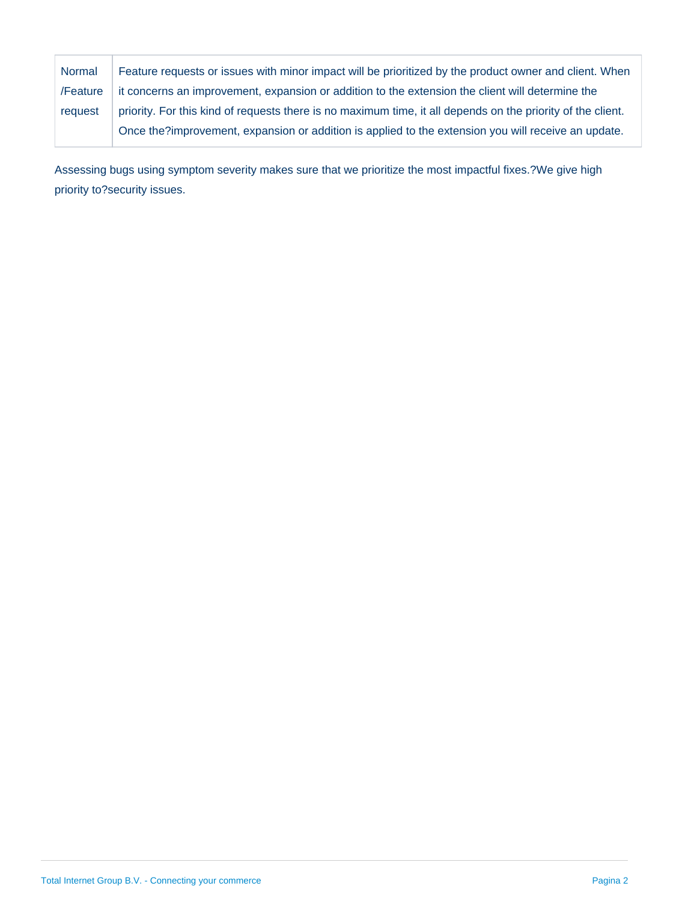| | |
|---|---|
| Normal /Feature request | Feature requests or issues with minor impact will be prioritized by the product owner and client. When it concerns an improvement, expansion or addition to the extension the client will determine the priority. For this kind of requests there is no maximum time, it all depends on the priority of the client. Once the?improvement, expansion or addition is applied to the extension you will receive an update. |

Assessing bugs using symptom severity makes sure that we prioritize the most impactful fixes.?We give high priority to?security issues.